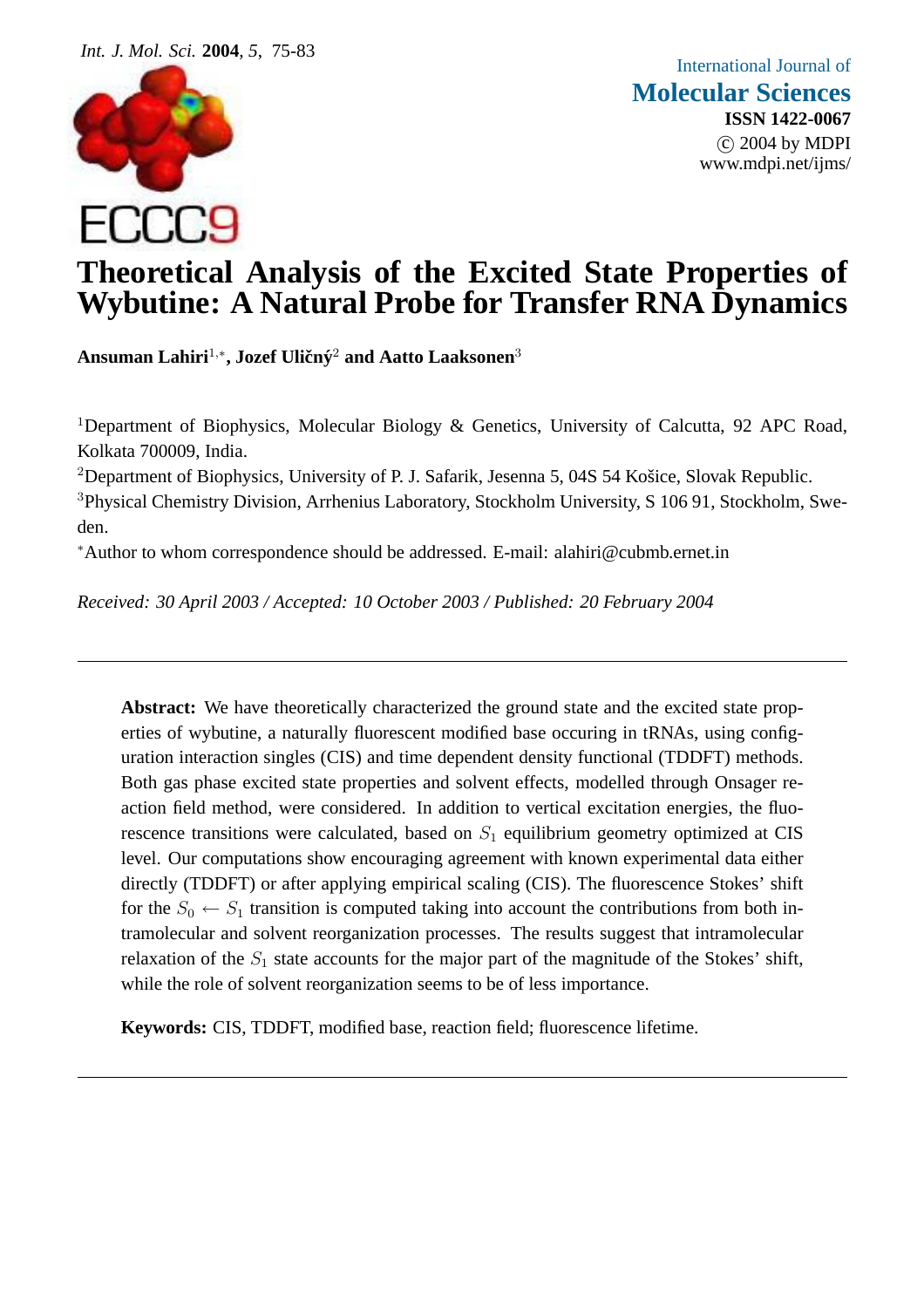# Theoretical Analysis of the Excited State Properties of Wybutine: A Natural Probe for Transfer RNA Dynamics

**Ansuman Lahiri[1,*], Jozef Uličný[2] and Aatto Laaksonen[3]**

[1]Department of Biophysics, Molecular Biology & Genetics, University of Calcutta, 92 APC Road, Kolkata 700009, India.

[2]Department of Biophysics, University of P. J. Safarik, Jesenna 5, 04S 54 Košice, Slovak Republic.

[3]Physical Chemistry Division, Arrhenius Laboratory, Stockholm University, S 106 91, Stockholm, Sweden.

[*]Author to whom correspondence should be addressed. E-mail: alahiri@cubmb.ernet.in

*Received: 30 April 2003 / Accepted: 10 October 2003 / Published: 20 February 2004*

---

**Abstract:** We have theoretically characterized the ground state and the excited state properties of wybutine, a naturally fluorescent modified base occuring in tRNAs, using configuration interaction singles (CIS) and time dependent density functional (TDDFT) methods. Both gas phase excited state properties and solvent effects, modelled through Onsager reaction field method, were considered. In addition to vertical excitation energies, the fluorescence transitions were calculated, based on $S_1$ equilibrium geometry optimized at CIS level. Our computations show encouraging agreement with known experimental data either directly (TDDFT) or after applying empirical scaling (CIS). The fluorescence Stokes' shift for the $S_0 \leftarrow S_1$ transition is computed taking into account the contributions from both intramolecular and solvent reorganization processes. The results suggest that intramolecular relaxation of the $S_1$ state accounts for the major part of the magnitude of the Stokes' shift, while the role of solvent reorganization seems to be of less importance.

**Keywords:** CIS, TDDFT, modified base, reaction field; fluorescence lifetime.

---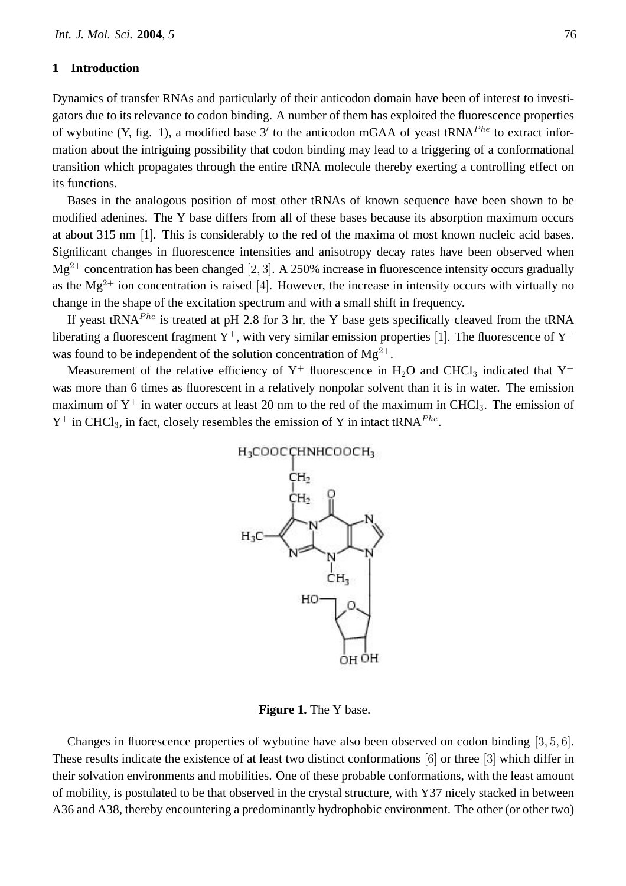## 1 Introduction

Dynamics of transfer RNAs and particularly of their anticodon domain have been of interest to investigators due to its relevance to codon binding. A number of them has exploited the fluorescence properties of wybutine (Y, fig. 1), a modified base 3′ to the anticodon mGAA of yeast tRNA$^{Phe}$ to extract information about the intriguing possibility that codon binding may lead to a triggering of a conformational transition which propagates through the entire tRNA molecule thereby exerting a controlling effect on its functions.

Bases in the analogous position of most other tRNAs of known sequence have been shown to be modified adenines. The Y base differs from all of these bases because its absorption maximum occurs at about 315 nm [1]. This is considerably to the red of the maxima of most known nucleic acid bases. Significant changes in fluorescence intensities and anisotropy decay rates have been observed when $Mg^{2+}$ concentration has been changed [2, 3]. A 250% increase in fluorescence intensity occurs gradually as the $Mg^{2+}$ ion concentration is raised [4]. However, the increase in intensity occurs with virtually no change in the shape of the excitation spectrum and with a small shift in frequency.

If yeast tRNA$^{Phe}$ is treated at pH 2.8 for 3 hr, the Y base gets specifically cleaved from the tRNA liberating a fluorescent fragment $Y^+$, with very similar emission properties [1]. The fluorescence of $Y^+$ was found to be independent of the solution concentration of $Mg^{2+}$.

Measurement of the relative efficiency of $Y^+$ fluorescence in $H_2O$ and $CHCl_3$ indicated that $Y^+$ was more than 6 times as fluorescent in a relatively nonpolar solvent than it is in water. The emission maximum of $Y^+$ in water occurs at least 20 nm to the red of the maximum in $CHCl_3$. The emission of $Y^+$ in $CHCl_3$, in fact, closely resembles the emission of Y in intact tRNA$^{Phe}$.

**Figure 1.** The Y base.

Changes in fluorescence properties of wybutine have also been observed on codon binding [3, 5, 6]. These results indicate the existence of at least two distinct conformations [6] or three [3] which differ in their solvation environments and mobilities. One of these probable conformations, with the least amount of mobility, is postulated to be that observed in the crystal structure, with Y37 nicely stacked in between A36 and A38, thereby encountering a predominantly hydrophobic environment. The other (or other two)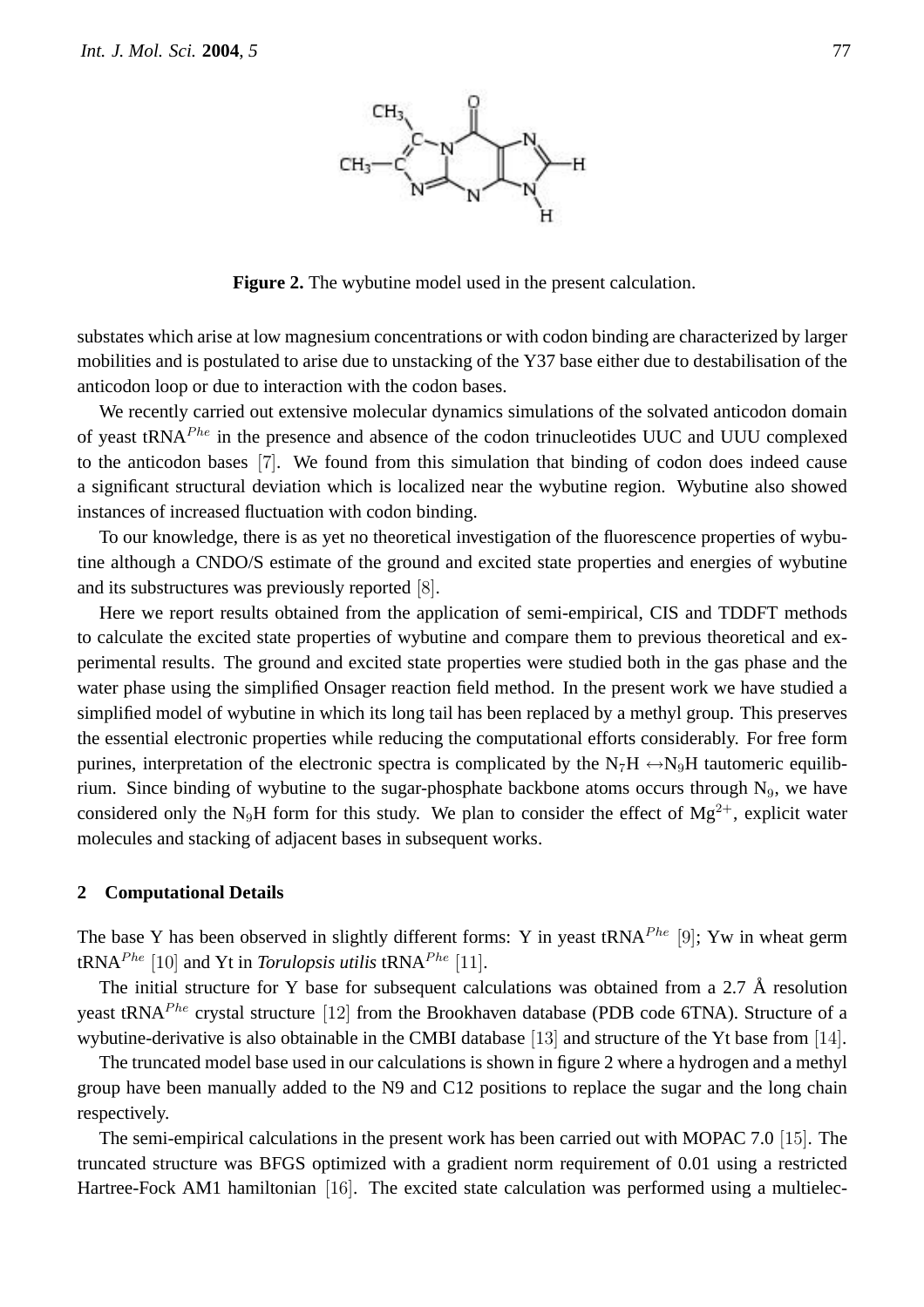**Figure 2.** The wybutine model used in the present calculation.

substates which arise at low magnesium concentrations or with codon binding are characterized by larger mobilities and is postulated to arise due to unstacking of the Y37 base either due to destabilisation of the anticodon loop or due to interaction with the codon bases.

We recently carried out extensive molecular dynamics simulations of the solvated anticodon domain of yeast tRNA$^{Phe}$ in the presence and absence of the codon trinucleotides UUC and UUU complexed to the anticodon bases [7]. We found from this simulation that binding of codon does indeed cause a significant structural deviation which is localized near the wybutine region. Wybutine also showed instances of increased fluctuation with codon binding.

To our knowledge, there is as yet no theoretical investigation of the fluorescence properties of wybutine although a CNDO/S estimate of the ground and excited state properties and energies of wybutine and its substructures was previously reported [8].

Here we report results obtained from the application of semi-empirical, CIS and TDDFT methods to calculate the excited state properties of wybutine and compare them to previous theoretical and experimental results. The ground and excited state properties were studied both in the gas phase and the water phase using the simplified Onsager reaction field method. In the present work we have studied a simplified model of wybutine in which its long tail has been replaced by a methyl group. This preserves the essential electronic properties while reducing the computational efforts considerably. For free form purines, interpretation of the electronic spectra is complicated by the $N_7H \leftrightarrow N_9H$ tautomeric equilibrium. Since binding of wybutine to the sugar-phosphate backbone atoms occurs through $N_9$, we have considered only the $N_9H$ form for this study. We plan to consider the effect of $Mg^{2+}$, explicit water molecules and stacking of adjacent bases in subsequent works.

## 2 Computational Details

The base Y has been observed in slightly different forms: Y in yeast tRNA$^{Phe}$ [9]; Yw in wheat germ tRNA$^{Phe}$ [10] and Yt in *Torulopsis utilis* tRNA$^{Phe}$ [11].

The initial structure for Y base for subsequent calculations was obtained from a 2.7 Å resolution yeast tRNA$^{Phe}$ crystal structure [12] from the Brookhaven database (PDB code 6TNA). Structure of a wybutine-derivative is also obtainable in the CMBI database [13] and structure of the Yt base from [14].

The truncated model base used in our calculations is shown in figure 2 where a hydrogen and a methyl group have been manually added to the N9 and C12 positions to replace the sugar and the long chain respectively.

The semi-empirical calculations in the present work has been carried out with MOPAC 7.0 [15]. The truncated structure was BFGS optimized with a gradient norm requirement of 0.01 using a restricted Hartree-Fock AM1 hamiltonian [16]. The excited state calculation was performed using a multielec-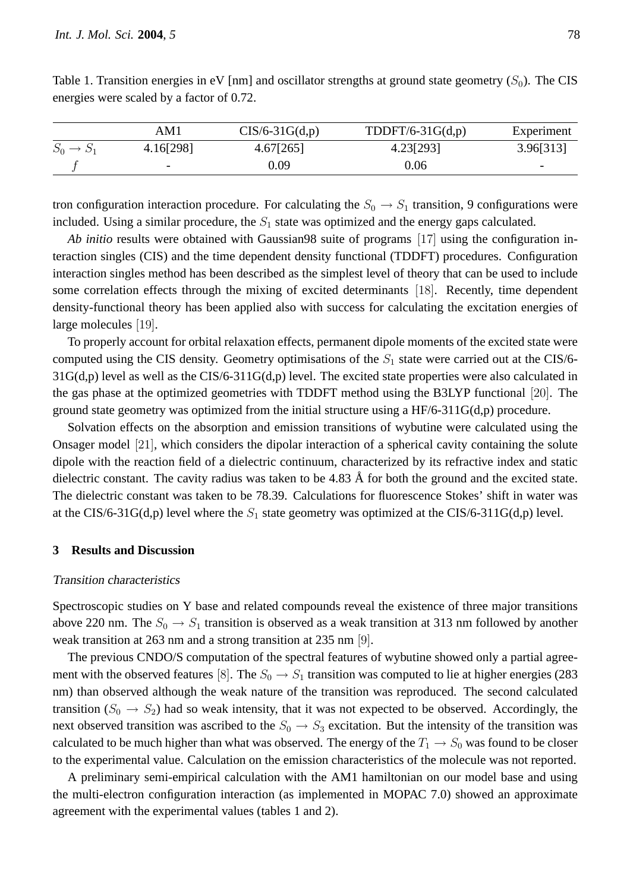Table 1. Transition energies in eV [nm] and oscillator strengths at ground state geometry ($S_0$). The CIS energies were scaled by a factor of 0.72.

| | AM1 | CIS/6-31G(d,p) | TDDFT/6-31G(d,p) | Experiment |
|---|---|---|---|---|
| $S_0 \rightarrow S_1$ | 4.16[298] | 4.67[265] | 4.23[293] | 3.96[313] |
| $f$ | - | 0.09 | 0.06 | - |

tron configuration interaction procedure. For calculating the $S_0 \rightarrow S_1$ transition, 9 configurations were included. Using a similar procedure, the $S_1$ state was optimized and the energy gaps calculated.

*Ab initio* results were obtained with Gaussian98 suite of programs [17] using the configuration interaction singles (CIS) and the time dependent density functional (TDDFT) procedures. Configuration interaction singles method has been described as the simplest level of theory that can be used to include some correlation effects through the mixing of excited determinants [18]. Recently, time dependent density-functional theory has been applied also with success for calculating the excitation energies of large molecules [19].

To properly account for orbital relaxation effects, permanent dipole moments of the excited state were computed using the CIS density. Geometry optimisations of the $S_1$ state were carried out at the CIS/6-31G(d,p) level as well as the CIS/6-311G(d,p) level. The excited state properties were also calculated in the gas phase at the optimized geometries with TDDFT method using the B3LYP functional [20]. The ground state geometry was optimized from the initial structure using a HF/6-311G(d,p) procedure.

Solvation effects on the absorption and emission transitions of wybutine were calculated using the Onsager model [21], which considers the dipolar interaction of a spherical cavity containing the solute dipole with the reaction field of a dielectric continuum, characterized by its refractive index and static dielectric constant. The cavity radius was taken to be 4.83 Å for both the ground and the excited state. The dielectric constant was taken to be 78.39. Calculations for fluorescence Stokes' shift in water was at the CIS/6-31G(d,p) level where the $S_1$ state geometry was optimized at the CIS/6-311G(d,p) level.

## 3 Results and Discussion

### *Transition characteristics*

Spectroscopic studies on Y base and related compounds reveal the existence of three major transitions above 220 nm. The $S_0 \rightarrow S_1$ transition is observed as a weak transition at 313 nm followed by another weak transition at 263 nm and a strong transition at 235 nm [9].

The previous CNDO/S computation of the spectral features of wybutine showed only a partial agreement with the observed features [8]. The $S_0 \rightarrow S_1$ transition was computed to lie at higher energies (283 nm) than observed although the weak nature of the transition was reproduced. The second calculated transition ($S_0 \rightarrow S_2$) had so weak intensity, that it was not expected to be observed. Accordingly, the next observed transition was ascribed to the $S_0 \rightarrow S_3$ excitation. But the intensity of the transition was calculated to be much higher than what was observed. The energy of the $T_1 \rightarrow S_0$ was found to be closer to the experimental value. Calculation on the emission characteristics of the molecule was not reported.

A preliminary semi-empirical calculation with the AM1 hamiltonian on our model base and using the multi-electron configuration interaction (as implemented in MOPAC 7.0) showed an approximate agreement with the experimental values (tables 1 and 2).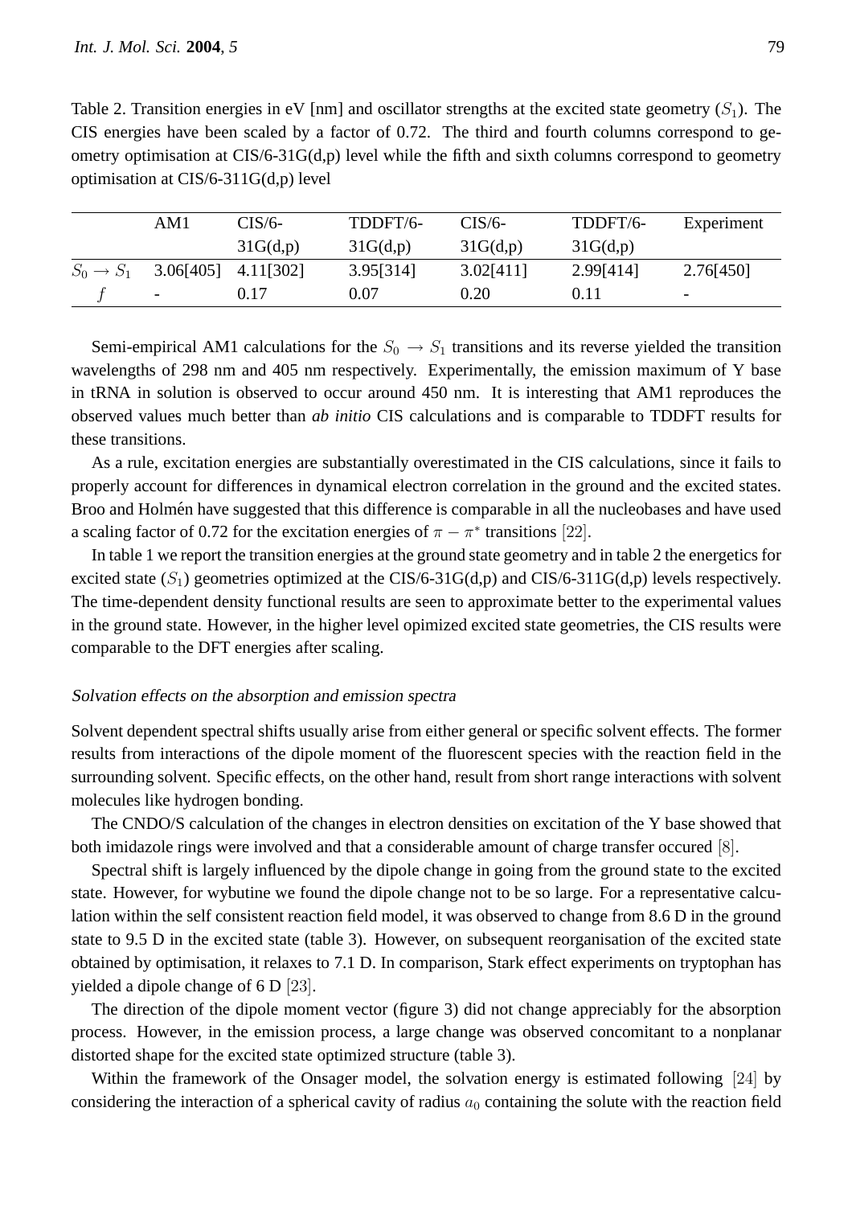Table 2. Transition energies in eV [nm] and oscillator strengths at the excited state geometry ($S_1$). The CIS energies have been scaled by a factor of 0.72. The third and fourth columns correspond to geometry optimisation at CIS/6-31G(d,p) level while the fifth and sixth columns correspond to geometry optimisation at CIS/6-311G(d,p) level

| | AM1 | CIS/6-31G(d,p) | TDDFT/6-31G(d,p) | CIS/6-31G(d,p) | TDDFT/6-31G(d,p) | Experiment |
|---|---|---|---|---|---|---|
| $S_0 \rightarrow S_1$ | 3.06[405] | 4.11[302] | 3.95[314] | 3.02[411] | 2.99[414] | 2.76[450] |
| $f$ | - | 0.17 | 0.07 | 0.20 | 0.11 | - |

Semi-empirical AM1 calculations for the $S_0 \rightarrow S_1$ transitions and its reverse yielded the transition wavelengths of 298 nm and 405 nm respectively. Experimentally, the emission maximum of Y base in tRNA in solution is observed to occur around 450 nm. It is interesting that AM1 reproduces the observed values much better than *ab initio* CIS calculations and is comparable to TDDFT results for these transitions.

As a rule, excitation energies are substantially overestimated in the CIS calculations, since it fails to properly account for differences in dynamical electron correlation in the ground and the excited states. Broo and Holmén have suggested that this difference is comparable in all the nucleobases and have used a scaling factor of 0.72 for the excitation energies of $\pi - \pi^*$ transitions [22].

In table 1 we report the transition energies at the ground state geometry and in table 2 the energetics for excited state ($S_1$) geometries optimized at the CIS/6-31G(d,p) and CIS/6-311G(d,p) levels respectively. The time-dependent density functional results are seen to approximate better to the experimental values in the ground state. However, in the higher level opimized excited state geometries, the CIS results were comparable to the DFT energies after scaling.

### *Solvation effects on the absorption and emission spectra*

Solvent dependent spectral shifts usually arise from either general or specific solvent effects. The former results from interactions of the dipole moment of the fluorescent species with the reaction field in the surrounding solvent. Specific effects, on the other hand, result from short range interactions with solvent molecules like hydrogen bonding.

The CNDO/S calculation of the changes in electron densities on excitation of the Y base showed that both imidazole rings were involved and that a considerable amount of charge transfer occured [8].

Spectral shift is largely influenced by the dipole change in going from the ground state to the excited state. However, for wybutine we found the dipole change not to be so large. For a representative calculation within the self consistent reaction field model, it was observed to change from 8.6 D in the ground state to 9.5 D in the excited state (table 3). However, on subsequent reorganisation of the excited state obtained by optimisation, it relaxes to 7.1 D. In comparison, Stark effect experiments on tryptophan has yielded a dipole change of 6 D [23].

The direction of the dipole moment vector (figure 3) did not change appreciably for the absorption process. However, in the emission process, a large change was observed concomitant to a nonplanar distorted shape for the excited state optimized structure (table 3).

Within the framework of the Onsager model, the solvation energy is estimated following [24] by considering the interaction of a spherical cavity of radius $a_0$ containing the solute with the reaction field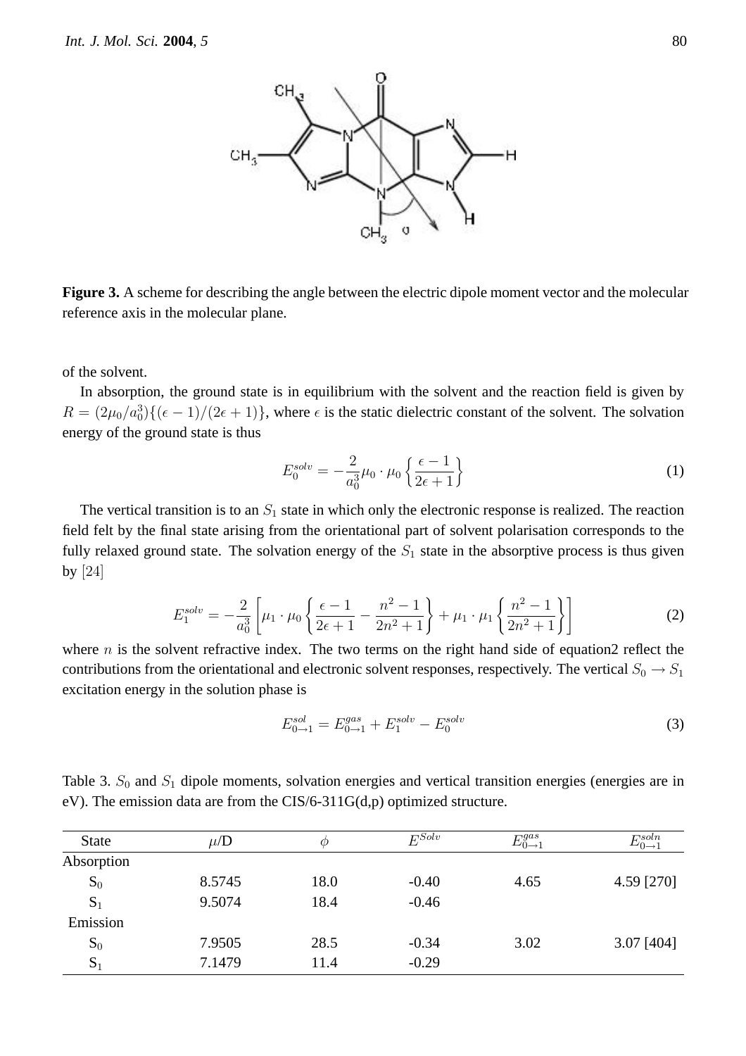**Figure 3.** A scheme for describing the angle between the electric dipole moment vector and the molecular reference axis in the molecular plane.

of the solvent.

In absorption, the ground state is in equilibrium with the solvent and the reaction field is given by $R = (2\mu_0/a_0^3)\{(\epsilon-1)/(2\epsilon+1)\}$, where $\epsilon$ is the static dielectric constant of the solvent. The solvation energy of the ground state is thus

$$E_0^{solv} = -\frac{2}{a_0^3}\mu_0 \cdot \mu_0 \left\{\frac{\epsilon-1}{2\epsilon+1}\right\} \tag{1}$$

The vertical transition is to an $S_1$ state in which only the electronic response is realized. The reaction field felt by the final state arising from the orientational part of solvent polarisation corresponds to the fully relaxed ground state. The solvation energy of the $S_1$ state in the absorptive process is thus given by [24]

$$E_1^{solv} = -\frac{2}{a_0^3}\left[\mu_1 \cdot \mu_0 \left\{\frac{\epsilon-1}{2\epsilon+1} - \frac{n^2-1}{2n^2+1}\right\} + \mu_1 \cdot \mu_1 \left\{\frac{n^2-1}{2n^2+1}\right\}\right] \tag{2}$$

where $n$ is the solvent refractive index. The two terms on the right hand side of equation2 reflect the contributions from the orientational and electronic solvent responses, respectively. The vertical $S_0 \rightarrow S_1$ excitation energy in the solution phase is

$$E_{0\rightarrow1}^{sol} = E_{0\rightarrow1}^{gas} + E_1^{solv} - E_0^{solv} \tag{3}$$

Table 3. $S_0$ and $S_1$ dipole moments, solvation energies and vertical transition energies (energies are in eV). The emission data are from the CIS/6-311G(d,p) optimized structure.

| State | $\mu$/D | $\phi$ | $E^{Solv}$ | $E_{0\rightarrow1}^{gas}$ | $E_{0\rightarrow1}^{soln}$ |
|---|---|---|---|---|---|
| Absorption | | | | | |
| $S_0$ | 8.5745 | 18.0 | -0.40 | 4.65 | 4.59 [270] |
| $S_1$ | 9.5074 | 18.4 | -0.46 | | |
| Emission | | | | | |
| $S_0$ | 7.9505 | 28.5 | -0.34 | 3.02 | 3.07 [404] |
| $S_1$ | 7.1479 | 11.4 | -0.29 | | |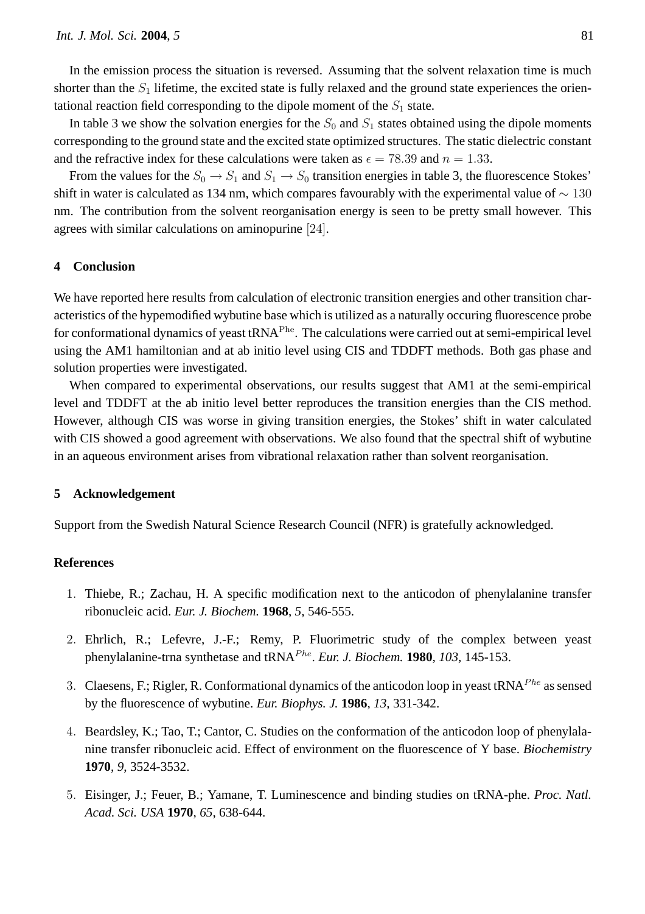In the emission process the situation is reversed. Assuming that the solvent relaxation time is much shorter than the $S_1$ lifetime, the excited state is fully relaxed and the ground state experiences the orientational reaction field corresponding to the dipole moment of the $S_1$ state.

In table 3 we show the solvation energies for the $S_0$ and $S_1$ states obtained using the dipole moments corresponding to the ground state and the excited state optimized structures. The static dielectric constant and the refractive index for these calculations were taken as $\epsilon = 78.39$ and $n = 1.33$.

From the values for the $S_0 \rightarrow S_1$ and $S_1 \rightarrow S_0$ transition energies in table 3, the fluorescence Stokes' shift in water is calculated as 134 nm, which compares favourably with the experimental value of $\sim 130$ nm. The contribution from the solvent reorganisation energy is seen to be pretty small however. This agrees with similar calculations on aminopurine [24].

## 4 Conclusion

We have reported here results from calculation of electronic transition energies and other transition characteristics of the hypemodified wybutine base which is utilized as a naturally occuring fluorescence probe for conformational dynamics of yeast $\text{tRNA}^{\text{Phe}}$. The calculations were carried out at semi-empirical level using the AM1 hamiltonian and at ab initio level using CIS and TDDFT methods. Both gas phase and solution properties were investigated.

When compared to experimental observations, our results suggest that AM1 at the semi-empirical level and TDDFT at the ab initio level better reproduces the transition energies than the CIS method. However, although CIS was worse in giving transition energies, the Stokes' shift in water calculated with CIS showed a good agreement with observations. We also found that the spectral shift of wybutine in an aqueous environment arises from vibrational relaxation rather than solvent reorganisation.

## 5 Acknowledgement

Support from the Swedish Natural Science Research Council (NFR) is gratefully acknowledged.

## References

1. Thiebe, R.; Zachau, H. A specific modification next to the anticodon of phenylalanine transfer ribonucleic acid. *Eur. J. Biochem.* **1968**, *5*, 546-555.

2. Ehrlich, R.; Lefevre, J.-F.; Remy, P. Fluorimetric study of the complex between yeast phenylalanine-trna synthetase and $\text{tRNA}^{Phe}$. *Eur. J. Biochem.* **1980**, *103*, 145-153.

3. Claesens, F.; Rigler, R. Conformational dynamics of the anticodon loop in yeast $\text{tRNA}^{Phe}$ as sensed by the fluorescence of wybutine. *Eur. Biophys. J.* **1986**, *13*, 331-342.

4. Beardsley, K.; Tao, T.; Cantor, C. Studies on the conformation of the anticodon loop of phenylalanine transfer ribonucleic acid. Effect of environment on the fluorescence of Y base. *Biochemistry* **1970**, *9*, 3524-3532.

5. Eisinger, J.; Feuer, B.; Yamane, T. Luminescence and binding studies on tRNA-phe. *Proc. Natl. Acad. Sci. USA* **1970**, *65*, 638-644.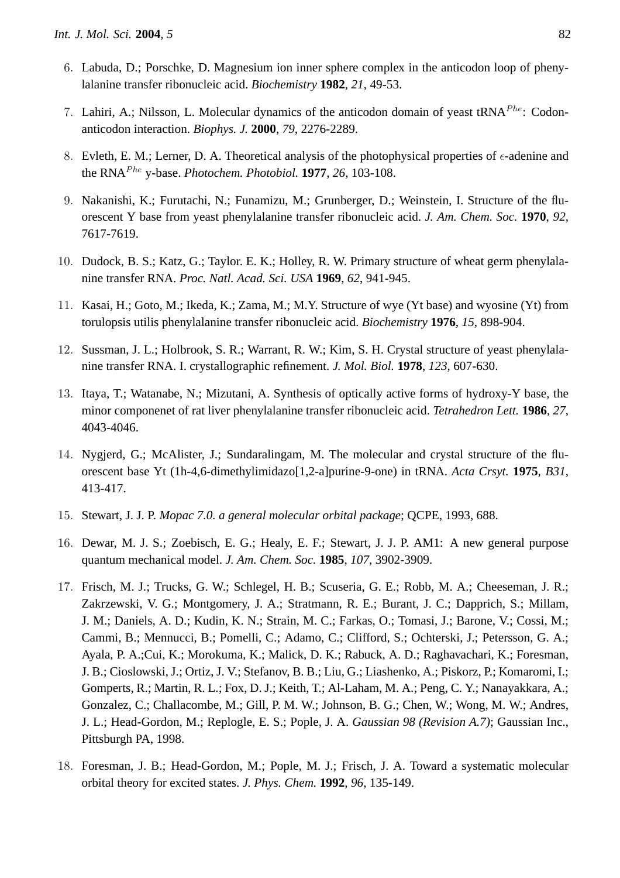6. Labuda, D.; Porschke, D. Magnesium ion inner sphere complex in the anticodon loop of phenylalanine transfer ribonucleic acid. *Biochemistry* **1982**, *21*, 49-53.

7. Lahiri, A.; Nilsson, L. Molecular dynamics of the anticodon domain of yeast tRNA$^{Phe}$: Codon-anticodon interaction. *Biophys. J.* **2000**, *79*, 2276-2289.

8. Evleth, E. M.; Lerner, D. A. Theoretical analysis of the photophysical properties of $\epsilon$-adenine and the RNA$^{Phe}$ y-base. *Photochem. Photobiol.* **1977**, *26*, 103-108.

9. Nakanishi, K.; Furutachi, N.; Funamizu, M.; Grunberger, D.; Weinstein, I. Structure of the fluorescent Y base from yeast phenylalanine transfer ribonucleic acid. *J. Am. Chem. Soc.* **1970**, *92*, 7617-7619.

10. Dudock, B. S.; Katz, G.; Taylor. E. K.; Holley, R. W. Primary structure of wheat germ phenylalanine transfer RNA. *Proc. Natl. Acad. Sci. USA* **1969**, *62*, 941-945.

11. Kasai, H.; Goto, M.; Ikeda, K.; Zama, M.; M.Y. Structure of wye (Yt base) and wyosine (Yt) from torulopsis utilis phenylalanine transfer ribonucleic acid. *Biochemistry* **1976**, *15*, 898-904.

12. Sussman, J. L.; Holbrook, S. R.; Warrant, R. W.; Kim, S. H. Crystal structure of yeast phenylalanine transfer RNA. I. crystallographic refinement. *J. Mol. Biol.* **1978**, *123*, 607-630.

13. Itaya, T.; Watanabe, N.; Mizutani, A. Synthesis of optically active forms of hydroxy-Y base, the minor componenet of rat liver phenylalanine transfer ribonucleic acid. *Tetrahedron Lett.* **1986**, *27*, 4043-4046.

14. Nygjerd, G.; McAlister, J.; Sundaralingam, M. The molecular and crystal structure of the fluorescent base Yt (1h-4,6-dimethylimidazo[1,2-a]purine-9-one) in tRNA. *Acta Crsyt.* **1975**, *B31*, 413-417.

15. Stewart, J. J. P. *Mopac 7.0. a general molecular orbital package*; QCPE, 1993, 688.

16. Dewar, M. J. S.; Zoebisch, E. G.; Healy, E. F.; Stewart, J. J. P. AM1: A new general purpose quantum mechanical model. *J. Am. Chem. Soc.* **1985**, *107*, 3902-3909.

17. Frisch, M. J.; Trucks, G. W.; Schlegel, H. B.; Scuseria, G. E.; Robb, M. A.; Cheeseman, J. R.; Zakrzewski, V. G.; Montgomery, J. A.; Stratmann, R. E.; Burant, J. C.; Dapprich, S.; Millam, J. M.; Daniels, A. D.; Kudin, K. N.; Strain, M. C.; Farkas, O.; Tomasi, J.; Barone, V.; Cossi, M.; Cammi, B.; Mennucci, B.; Pomelli, C.; Adamo, C.; Clifford, S.; Ochterski, J.; Petersson, G. A.; Ayala, P. A.;Cui, K.; Morokuma, K.; Malick, D. K.; Rabuck, A. D.; Raghavachari, K.; Foresman, J. B.; Cioslowski, J.; Ortiz, J. V.; Stefanov, B. B.; Liu, G.; Liashenko, A.; Piskorz, P.; Komaromi, I.; Gomperts, R.; Martin, R. L.; Fox, D. J.; Keith, T.; Al-Laham, M. A.; Peng, C. Y.; Nanayakkara, A.; Gonzalez, C.; Challacombe, M.; Gill, P. M. W.; Johnson, B. G.; Chen, W.; Wong, M. W.; Andres, J. L.; Head-Gordon, M.; Replogle, E. S.; Pople, J. A. *Gaussian 98 (Revision A.7)*; Gaussian Inc., Pittsburgh PA, 1998.

18. Foresman, J. B.; Head-Gordon, M.; Pople, M. J.; Frisch, J. A. Toward a systematic molecular orbital theory for excited states. *J. Phys. Chem.* **1992**, *96*, 135-149.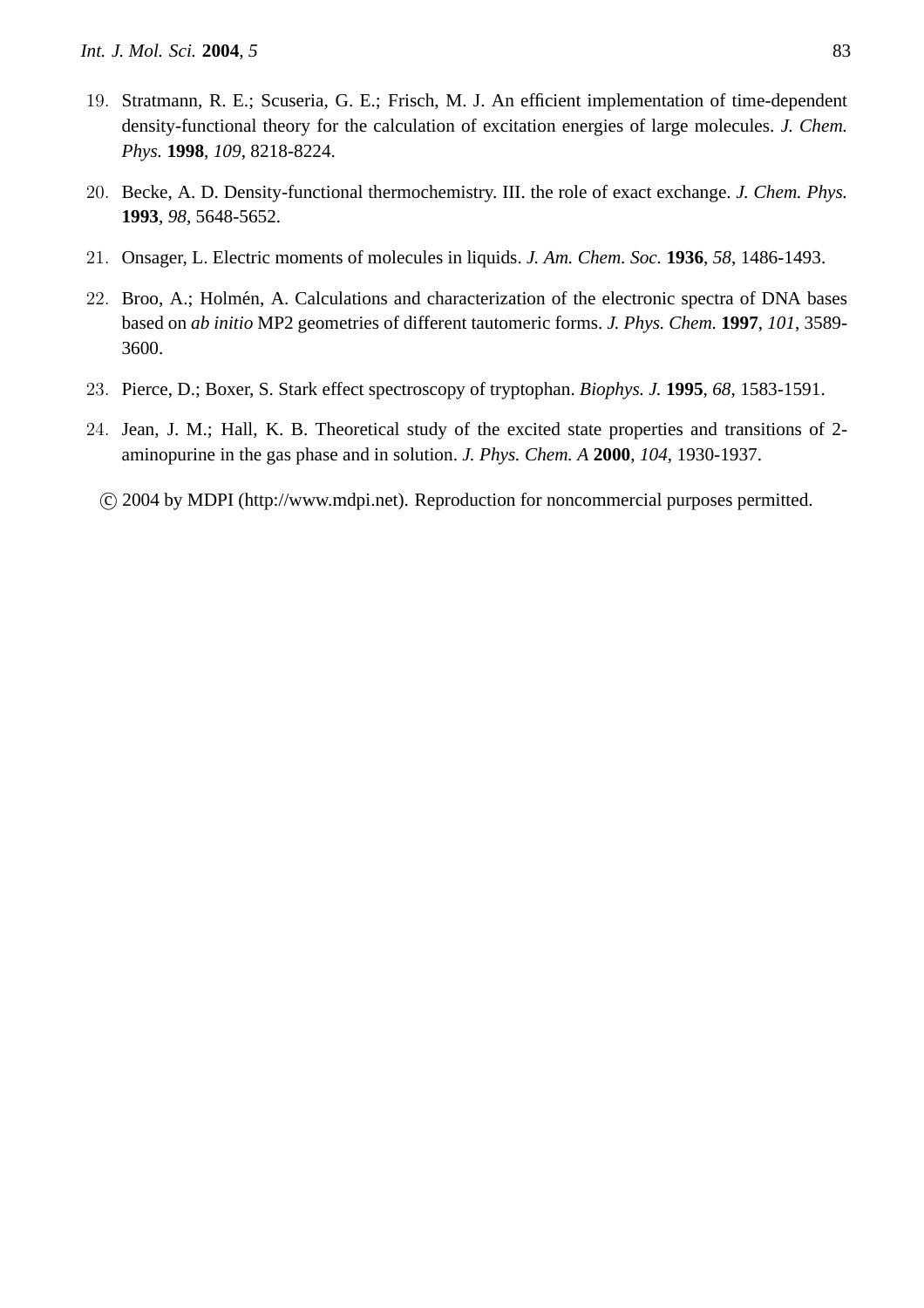19. Stratmann, R. E.; Scuseria, G. E.; Frisch, M. J. An efficient implementation of time-dependent density-functional theory for the calculation of excitation energies of large molecules. *J. Chem. Phys.* **1998**, *109*, 8218-8224.

20. Becke, A. D. Density-functional thermochemistry. III. the role of exact exchange. *J. Chem. Phys.* **1993**, *98*, 5648-5652.

21. Onsager, L. Electric moments of molecules in liquids. *J. Am. Chem. Soc.* **1936**, *58*, 1486-1493.

22. Broo, A.; Holmén, A. Calculations and characterization of the electronic spectra of DNA bases based on *ab initio* MP2 geometries of different tautomeric forms. *J. Phys. Chem.* **1997**, *101*, 3589-3600.

23. Pierce, D.; Boxer, S. Stark effect spectroscopy of tryptophan. *Biophys. J.* **1995**, *68*, 1583-1591.

24. Jean, J. M.; Hall, K. B. Theoretical study of the excited state properties and transitions of 2-aminopurine in the gas phase and in solution. *J. Phys. Chem. A* **2000**, *104*, 1930-1937.

© 2004 by MDPI (http://www.mdpi.net). Reproduction for noncommercial purposes permitted.